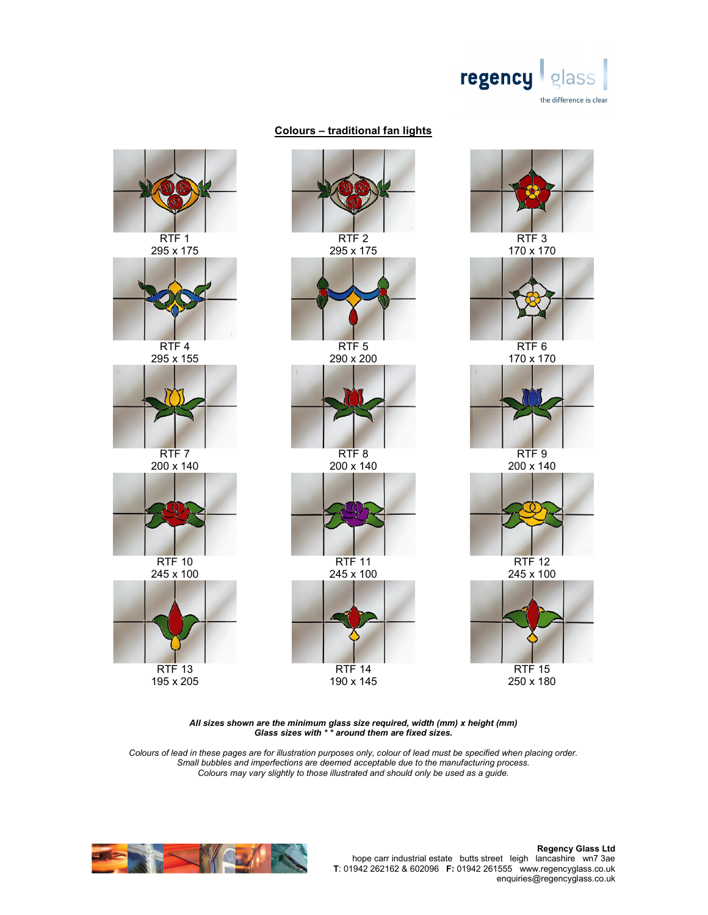## Colours – traditional fan lights

| | | |
|---|---|---|
| RTF 1<br>295 x 175 | RTF 2<br>295 x 175 | RTF 3<br>170 x 170 |
| RTF 4<br>295 x 155 | RTF 5<br>290 x 200 | RTF 6<br>170 x 170 |
| RTF 7<br>200 x 140 | RTF 8<br>200 x 140 | RTF 9<br>200 x 140 |
| RTF 10<br>245 x 100 | RTF 11<br>245 x 100 | RTF 12<br>245 x 100 |
| RTF 13<br>195 x 205 | RTF 14<br>190 x 145 | RTF 15<br>250 x 180 |

***All sizes shown are the minimum glass size required, width (mm) x height (mm)***
***Glass sizes with * * around them are fixed sizes.***

*Colours of lead in these pages are for illustration purposes only, colour of lead must be specified when placing order.*
*Small bubbles and imperfections are deemed acceptable due to the manufacturing process.*
*Colours may vary slightly to those illustrated and should only be used as a guide.*

**Regency Glass Ltd**
hope carr industrial estate butts street leigh lancashire wn7 3ae
**T**: 01942 262162 & 602096 **F:** 01942 261555 www.regencyglass.co.uk
enquiries@regencyglass.co.uk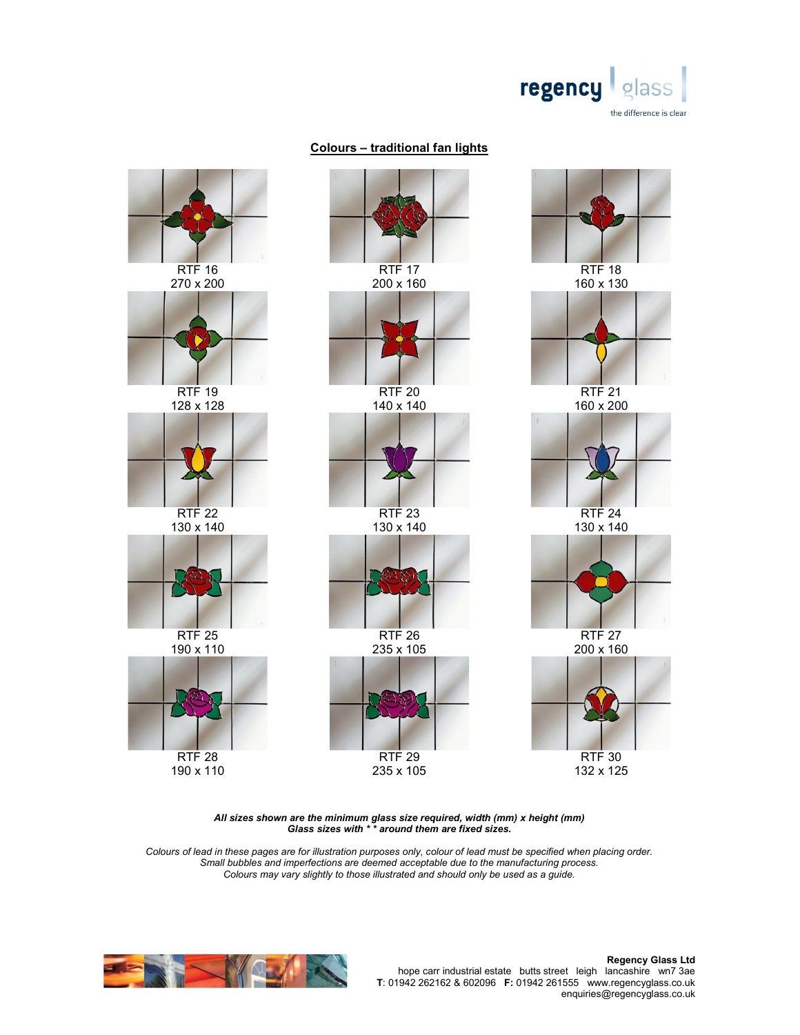## Colours – traditional fan lights

| | | |
|---|---|---|
| RTF 16<br>270 x 200 | RTF 17<br>200 x 160 | RTF 18<br>160 x 130 |
| RTF 19<br>128 x 128 | RTF 20<br>140 x 140 | RTF 21<br>160 x 200 |
| RTF 22<br>130 x 140 | RTF 23<br>130 x 140 | RTF 24<br>130 x 140 |
| RTF 25<br>190 x 110 | RTF 26<br>235 x 105 | RTF 27<br>200 x 160 |
| RTF 28<br>190 x 110 | RTF 29<br>235 x 105 | RTF 30<br>132 x 125 |

***All sizes shown are the minimum glass size required, width (mm) x height (mm)***
***Glass sizes with * * around them are fixed sizes.***

*Colours of lead in these pages are for illustration purposes only, colour of lead must be specified when placing order.*
*Small bubbles and imperfections are deemed acceptable due to the manufacturing process.*
*Colours may vary slightly to those illustrated and should only be used as a guide.*

**Regency Glass Ltd**
hope carr industrial estate butts street leigh lancashire wn7 3ae
**T**: 01942 262162 & 602096 **F:** 01942 261555 www.regencyglass.co.uk
enquiries@regencyglass.co.uk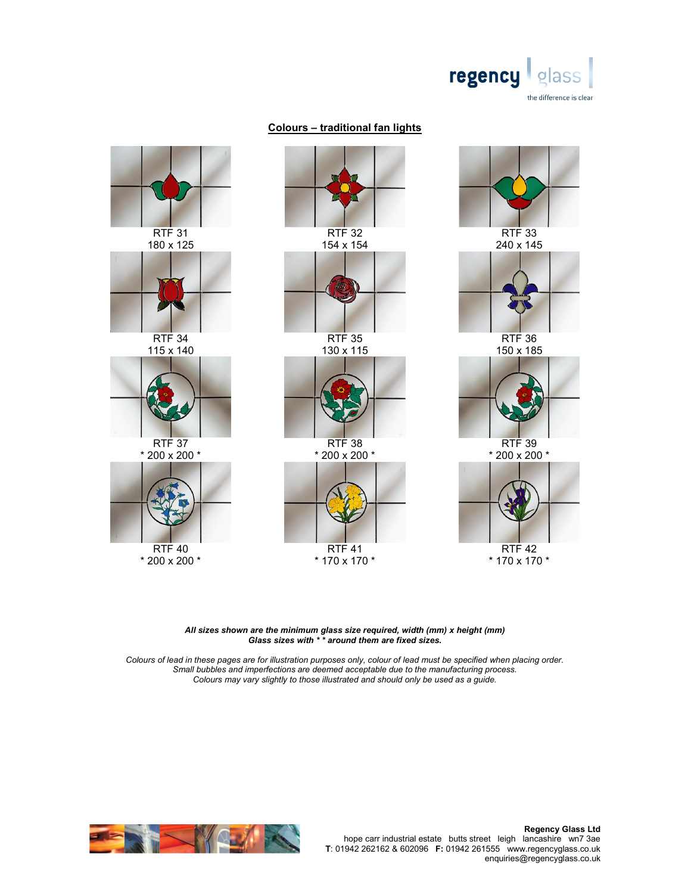## Colours – traditional fan lights

| | | |
|---|---|---|
| RTF 31<br>180 x 125 | RTF 32<br>154 x 154 | RTF 33<br>240 x 145 |
| RTF 34<br>115 x 140 | RTF 35<br>130 x 115 | RTF 36<br>150 x 185 |
| RTF 37<br>* 200 x 200 * | RTF 38<br>* 200 x 200 * | RTF 39<br>* 200 x 200 * |
| RTF 40<br>* 200 x 200 * | RTF 41<br>* 170 x 170 * | RTF 42<br>* 170 x 170 * |

***All sizes shown are the minimum glass size required, width (mm) x height (mm)***
***Glass sizes with * * around them are fixed sizes.***

*Colours of lead in these pages are for illustration purposes only, colour of lead must be specified when placing order.*
*Small bubbles and imperfections are deemed acceptable due to the manufacturing process.*
*Colours may vary slightly to those illustrated and should only be used as a guide.*

**Regency Glass Ltd**
hope carr industrial estate butts street leigh lancashire wn7 3ae
**T**: 01942 262162 & 602096 **F:** 01942 261555 www.regencyglass.co.uk
enquiries@regencyglass.co.uk